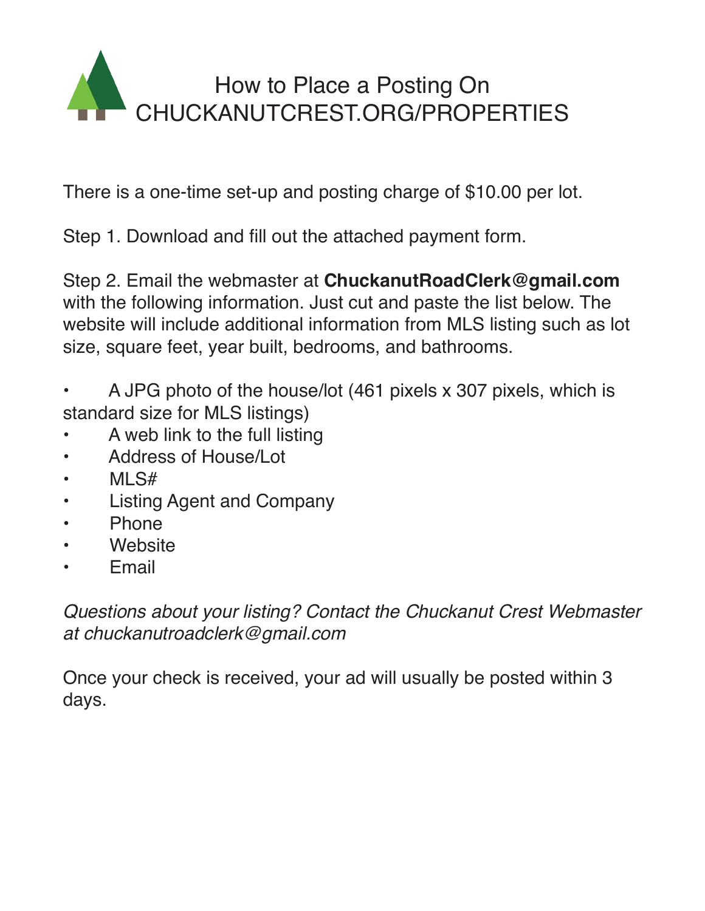# How to Place a Posting On CHUCKANUTCREST.ORG/PROPERTIES

There is a one-time set-up and posting charge of $10.00 per lot.

Step 1. Download and fill out the attached payment form.

Step 2. Email the webmaster at **ChuckanutRoadClerk@gmail.com** with the following information. Just cut and paste the list below. The website will include additional information from MLS listing such as lot size, square feet, year built, bedrooms, and bathrooms.

- A JPG photo of the house/lot (461 pixels x 307 pixels, which is standard size for MLS listings)
- A web link to the full listing
- Address of House/Lot
- MLS#
- Listing Agent and Company
- Phone
- Website
- Email

*Questions about your listing? Contact the Chuckanut Crest Webmaster at chuckanutroadclerk@gmail.com*

Once your check is received, your ad will usually be posted within 3 days.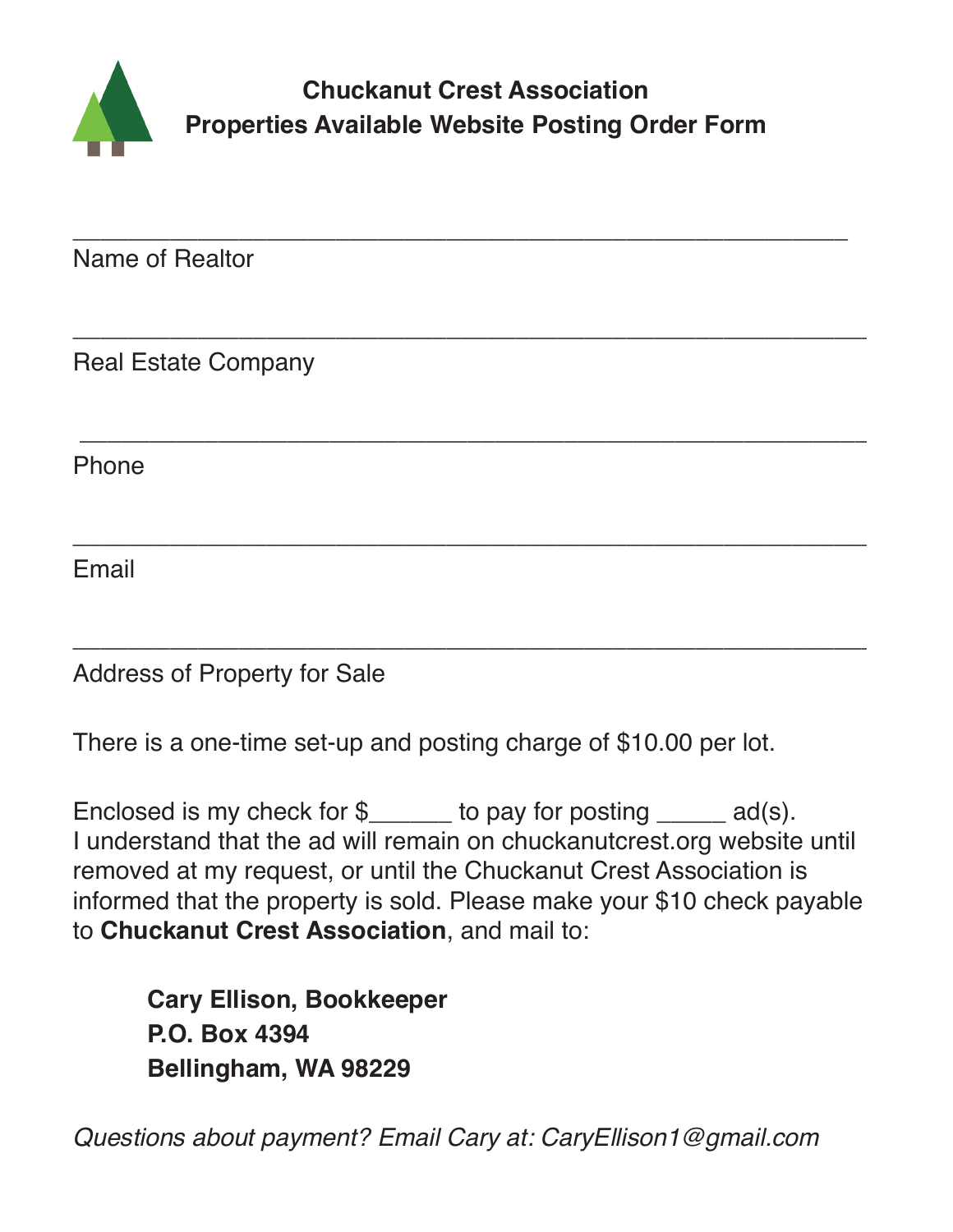**Chuckanut Crest Association**
**Properties Available Website Posting Order Form**

_______________________________________________________
Name of Realtor

_______________________________________________________
Real Estate Company

_______________________________________________________
Phone

_______________________________________________________
Email

_______________________________________________________
Address of Property for Sale

There is a one-time set-up and posting charge of $10.00 per lot.

Enclosed is my check for $______ to pay for posting _____ ad(s).
I understand that the ad will remain on chuckanutcrest.org website until removed at my request, or until the Chuckanut Crest Association is informed that the property is sold. Please make your $10 check payable to **Chuckanut Crest Association**, and mail to:

> **Cary Ellison, Bookkeeper**
> **P.O. Box 4394**
> **Bellingham, WA 98229**

*Questions about payment? Email Cary at: CaryEllison1@gmail.com*